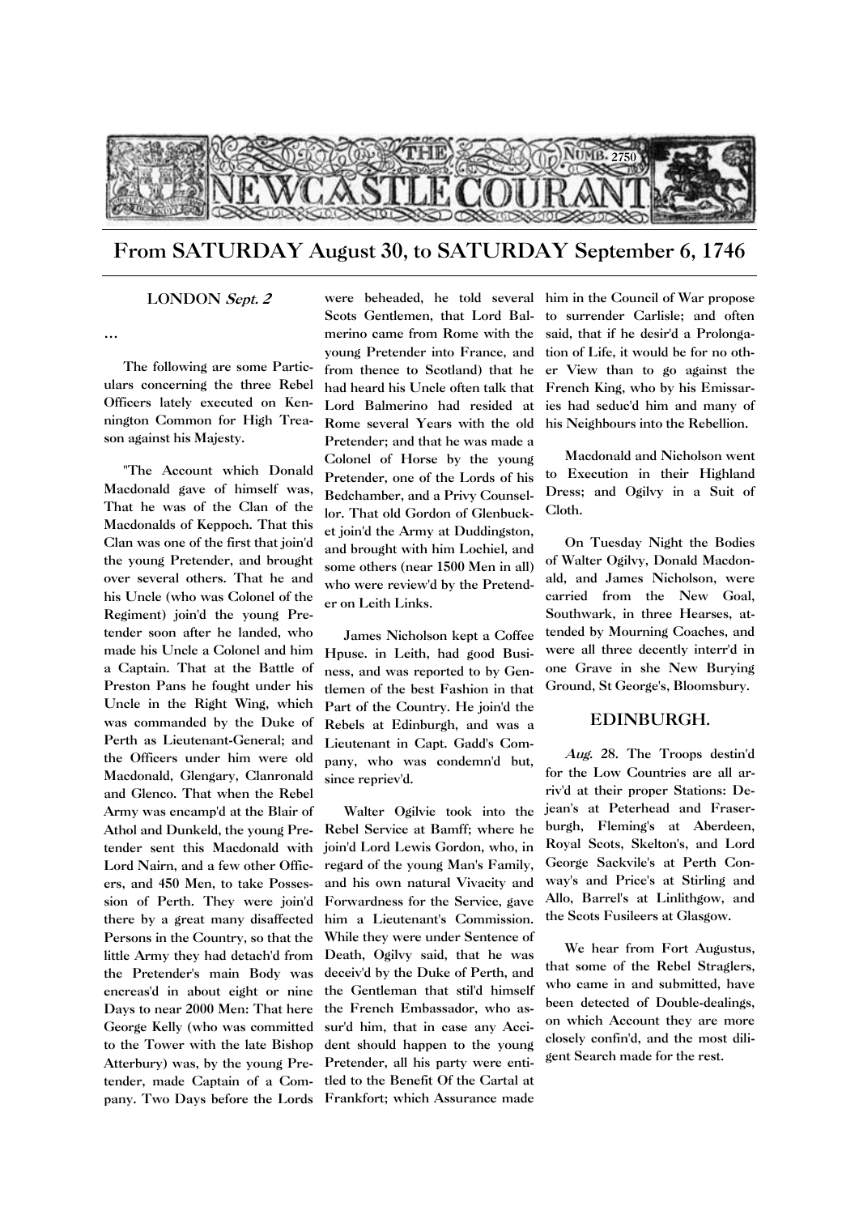# THE NEWCASTLE COURANT

NUMB. 2750

## From SATURDAY August 30, to SATURDAY September 6, 1746

### LONDON *Sept. 2*

…

The following are some Particulars concerning the three Rebel Officers lately executed on Kennington Common for High Treason against his Majesty.

"The Account which Donald Macdonald gave of himself was, That he was of the Clan of the Macdonalds of Keppoch. That this Clan was one of the first that join'd the young Pretender, and brought over several others. That he and his Uncle (who was Colonel of the Regiment) join'd the young Pretender soon after he landed, who made his Uncle a Colonel and him a Captain. That at the Battle of Preston Pans he fought under his Uncle in the Right Wing, which was commanded by the Duke of Perth as Lieutenant-General; and the Officers under him were old Macdonald, Glengary, Clanronald and Glenco. That when the Rebel Army was encamp'd at the Blair of Athol and Dunkeld, the young Pretender sent this Macdonald with Lord Nairn, and a few other Officers, and 450 Men, to take Possession of Perth. They were join'd there by a great many disaffected Persons in the Country, so that the little Army they had detach'd from the Pretender's main Body was encreas'd in about eight or nine Days to near 2000 Men: That here George Kelly (who was committed to the Tower with the late Bishop Atterbury) was, by the young Pretender, made Captain of a Company. Two Days before the Lords were beheaded, he told several Scots Gentlemen, that Lord Balmerino came from Rome with the young Pretender into France, and from thence to Scotland) that he had heard his Uncle often talk that Lord Balmerino had resided at Rome several Years with the old Pretender; and that he was made a Colonel of Horse by the young Pretender, one of the Lords of his Bedchamber, and a Privy Counsellor. That old Gordon of Glenbucket join'd the Army at Duddingston, and brought with him Lochiel, and some others (near 1500 Men in all) who were review'd by the Pretender on Leith Links.

James Nicholson kept a Coffee Hpuse. in Leith, had good Business, and was reported to by Gentlemen of the best Fashion in that Part of the Country. He join'd the Rebels at Edinburgh, and was a Lieutenant in Capt. Gadd's Company, who was condemn'd but, since repriev'd.

Walter Ogilvie took into the Rebel Service at Bamff; where he join'd Lord Lewis Gordon, who, in regard of the young Man's Family, and his own natural Vivacity and Forwardness for the Service, gave him a Lieutenant's Commission. While they were under Sentence of Death, Ogilvy said, that he was deceiv'd by the Duke of Perth, and the Gentleman that stil'd himself the French Embassador, who assur'd him, that in case any Accident should happen to the young Pretender, all his party were entitled to the Benefit Of the Cartal at Frankfort; which Assurance made him in the Council of War propose to surrender Carlisle; and often said, that if he desir'd a Prolongation of Life, it would be for no other View than to go against the French King, who by his Emissaries had seduc'd him and many of his Neighbours into the Rebellion.

Macdonald and Nicholson went to Execution in their Highland Dress; and Ogilvy in a Suit of Cloth.

On Tuesday Night the Bodies of Walter Ogilvy, Donald Macdonald, and James Nicholson, were carried from the New Goal, Southwark, in three Hearses, attended by Mourning Coaches, and were all three decently interr'd in one Grave in she New Burying Ground, St George's, Bloomsbury.

### EDINBURGH.

*Aug.* 28. The Troops destin'd for the Low Countries are all arriv'd at their proper Stations: Dejean's at Peterhead and Fraserburgh, Fleming's at Aberdeen, Royal Scots, Skelton's, and Lord George Sackvile's at Perth Conway's and Price's at Stirling and Allo, Barrel's at Linlithgow, and the Scots Fusileers at Glasgow.

We hear from Fort Augustus, that some of the Rebel Straglers, who came in and submitted, have been detected of Double-dealings, on which Account they are more closely confin'd, and the most diligent Search made for the rest.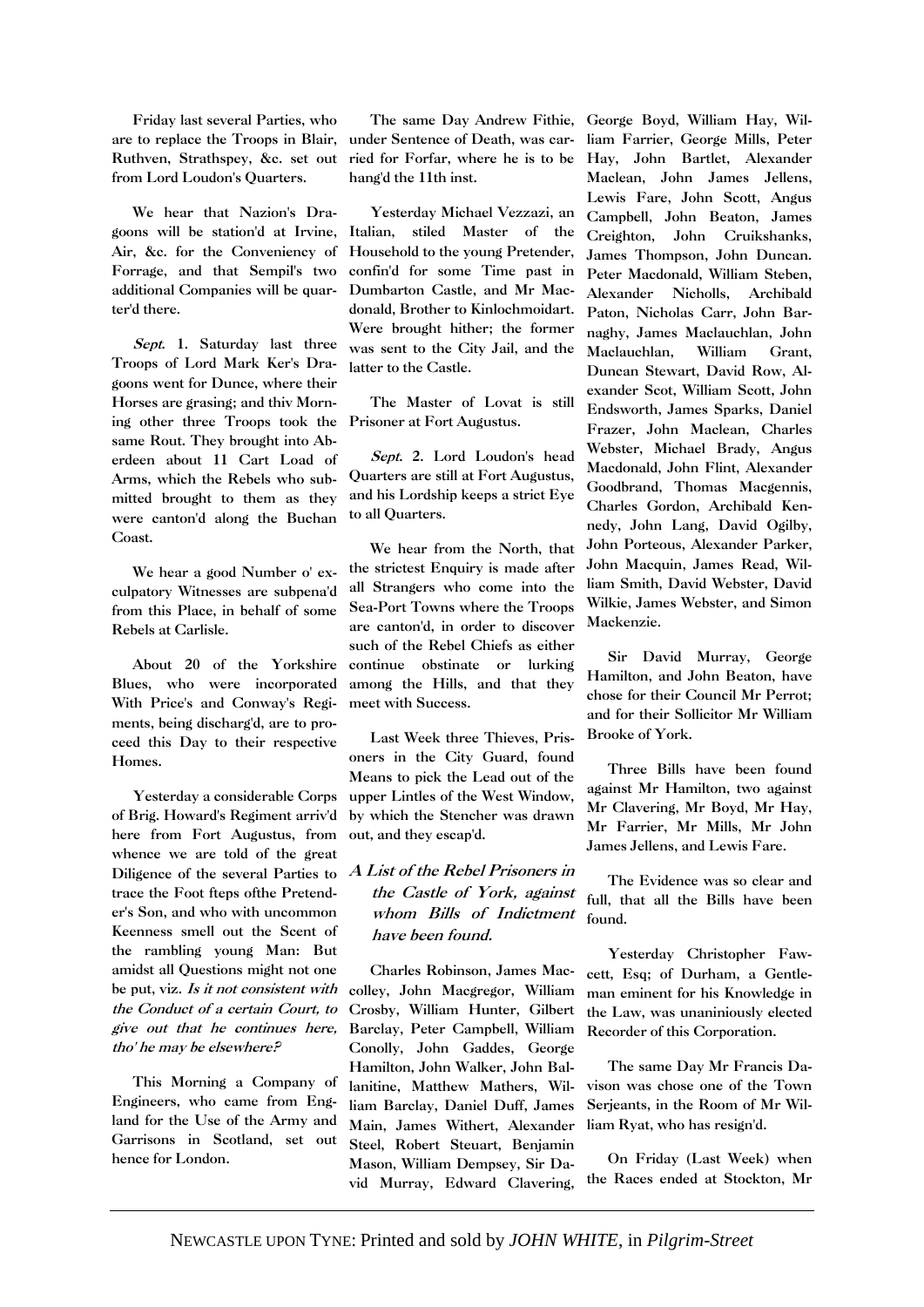Friday last several Parties, who are to replace the Troops in Blair, Ruthven, Strathspey, &c. set out from Lord Loudon's Quarters.

We hear that Nazion's Dragoons will be station'd at Irvine, Air, &c. for the Conveniency of Forrage, and that Sempil's two additional Companies will be quarter'd there.

*Sept.* 1. Saturday last three Troops of Lord Mark Ker's Dragoons went for Dunce, where their Horses are grasing; and thiv Morning other three Troops took the same Rout. They brought into Aberdeen about 11 Cart Load of Arms, which the Rebels who submitted brought to them as they were canton'd along the Buchan Coast.

We hear a good Number o' exculpatory Witnesses are subpena'd from this Place, in behalf of some Rebels at Carlisle.

About 20 of the Yorkshire Blues, who were incorporated With Price's and Conway's Regiments, being discharg'd, are to proceed this Day to their respective Homes.

Yesterday a considerable Corps of Brig. Howard's Regiment arriv'd here from Fort Augustus, from whence we are told of the great Diligence of the several Parties to trace the Foot fteps ofthe Pretender's Son, and who with uncommon Keenness smell out the Scent of the rambling young Man: But amidst all Questions might not one be put, viz. *Is it not consistent with the Conduct of a certain Court, to give out that he continues here, tho' he may be elsewhere?*

This Morning a Company of Engineers, who came from England for the Use of the Army and Garrisons in Scotland, set out hence for London.

The same Day Andrew Fithie, under Sentence of Death, was carried for Forfar, where he is to be hang'd the 11th inst.

Yesterday Michael Vezzazi, an Italian, stiled Master of the Household to the young Pretender, confin'd for some Time past in Dumbarton Castle, and Mr Macdonald, Brother to Kinlochmoidart. Were brought hither; the former was sent to the City Jail, and the latter to the Castle.

The Master of Lovat is still Prisoner at Fort Augustus.

*Sept.* 2. Lord Loudon's head Quarters are still at Fort Augustus, and his Lordship keeps a strict Eye to all Quarters.

We hear from the North, that the strictest Enquiry is made after all Strangers who come into the Sea-Port Towns where the Troops are canton'd, in order to discover such of the Rebel Chiefs as either continue obstinate or lurking among the Hills, and that they meet with Success.

Last Week three Thieves, Prisoners in the City Guard, found Means to pick the Lead out of the upper Lintles of the West Window, by which the Stencher was drawn out, and they escap'd.

### *A List of the Rebel Prisoners in the Castle of York, against whom Bills of Indictment have been found.*

Charles Robinson, James Maccolley, John Macgregor, William Crosby, William Hunter, Gilbert Barclay, Peter Campbell, William Conolly, John Gaddes, George Hamilton, John Walker, John Ballanitine, Matthew Mathers, William Barclay, Daniel Duff, James Main, James Withert, Alexander Steel, Robert Steuart, Benjamin Mason, William Dempsey, Sir David Murray, Edward Clavering, George Boyd, William Hay, William Farrier, George Mills, Peter Hay, John Bartlet, Alexander Maclean, John James Jellens, Lewis Fare, John Scott, Angus Campbell, John Beaton, James Creighton, John Cruikshanks, James Thompson, John Duncan. Peter Macdonald, William Steben, Alexander Nicholls, Archibald Paton, Nicholas Carr, John Barnaghy, James Maclauchlan, John Maclauchlan, William Grant, Duncan Stewart, David Row, Alexander Scot, William Scott, John Endsworth, James Sparks, Daniel Frazer, John Maclean, Charles Webster, Michael Brady, Angus Macdonald, John Flint, Alexander Goodbrand, Thomas Macgennis, Charles Gordon, Archibald Kennedy, John Lang, David Ogilby, John Porteous, Alexander Parker, John Macquin, James Read, William Smith, David Webster, David Wilkie, James Webster, and Simon Mackenzie.

Sir David Murray, George Hamilton, and John Beaton, have chose for their Council Mr Perrot; and for their Sollicitor Mr William Brooke of York.

Three Bills have been found against Mr Hamilton, two against Mr Clavering, Mr Boyd, Mr Hay, Mr Farrier, Mr Mills, Mr John James Jellens, and Lewis Fare.

The Evidence was so clear and full, that all the Bills have been found.

Yesterday Christopher Fawcett, Esq; of Durham, a Gentleman eminent for his Knowledge in the Law, was unaniniously elected Recorder of this Corporation.

The same Day Mr Francis Davison was chose one of the Town Serjeants, in the Room of Mr William Ryat, who has resign'd.

On Friday (Last Week) when the Races ended at Stockton, Mr

NEWCASTLE UPON TYNE: Printed and sold by *JOHN WHITE*, in *Pilgrim-Street*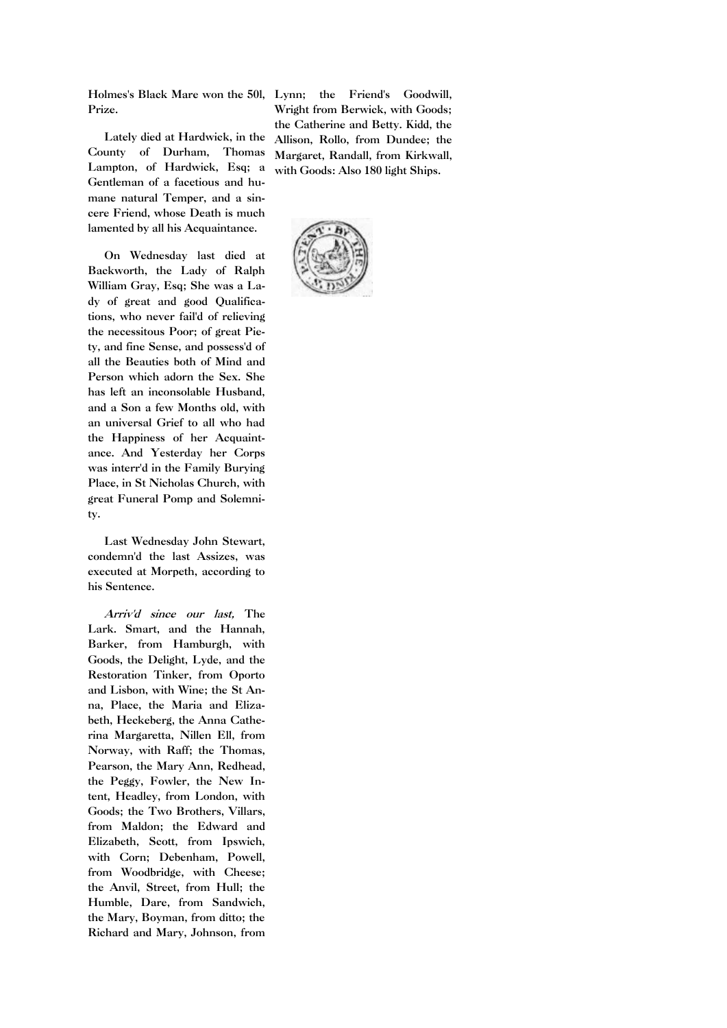Holmes's Black Mare won the 50l. Prize.

Lately died at Hardwick, in the County of Durham, Thomas Lampton, of Hardwick, Esq; a Gentleman of a facetious and humane natural Temper, and a sincere Friend, whose Death is much lamented by all his Acquaintance.

On Wednesday last died at Backworth, the Lady of Ralph William Gray, Esq; She was a Lady of great and good Qualifications, who never fail'd of relieving the necessitous Poor; of great Piety, and fine Sense, and possess'd of all the Beauties both of Mind and Person which adorn the Sex. She has left an inconsolable Husband, and a Son a few Months old, with an universal Grief to all who had the Happiness of her Acquaintance. And Yesterday her Corps was interr'd in the Family Burying Place, in St Nicholas Church, with great Funeral Pomp and Solemnity.

Last Wednesday John Stewart, condemn'd the last Assizes, was executed at Morpeth, according to his Sentence.

*Arriv'd since our last,* The Lark. Smart, and the Hannah, Barker, from Hamburgh, with Goods, the Delight, Lyde, and the Restoration Tinker, from Oporto and Lisbon, with Wine; the St Anna, Place, the Maria and Elizabeth, Heckeberg, the Anna Catherina Margaretta, Nillen Ell, from Norway, with Raff; the Thomas, Pearson, the Mary Ann, Redhead, the Peggy, Fowler, the New Intent, Headley, from London, with Goods; the Two Brothers, Villars, from Maldon; the Edward and Elizabeth, Scott, from Ipswich, with Corn; Debenham, Powell, from Woodbridge, with Cheese; the Anvil, Street, from Hull; the Humble, Dare, from Sandwich, the Mary, Boyman, from ditto; the Richard and Mary, Johnson, from Lynn; the Friend's Goodwill, Wright from Berwick, with Goods; the Catherine and Betty. Kidd, the Allison, Rollo, from Dundee; the Margaret, Randall, from Kirkwall, with Goods: Also 180 light Ships.